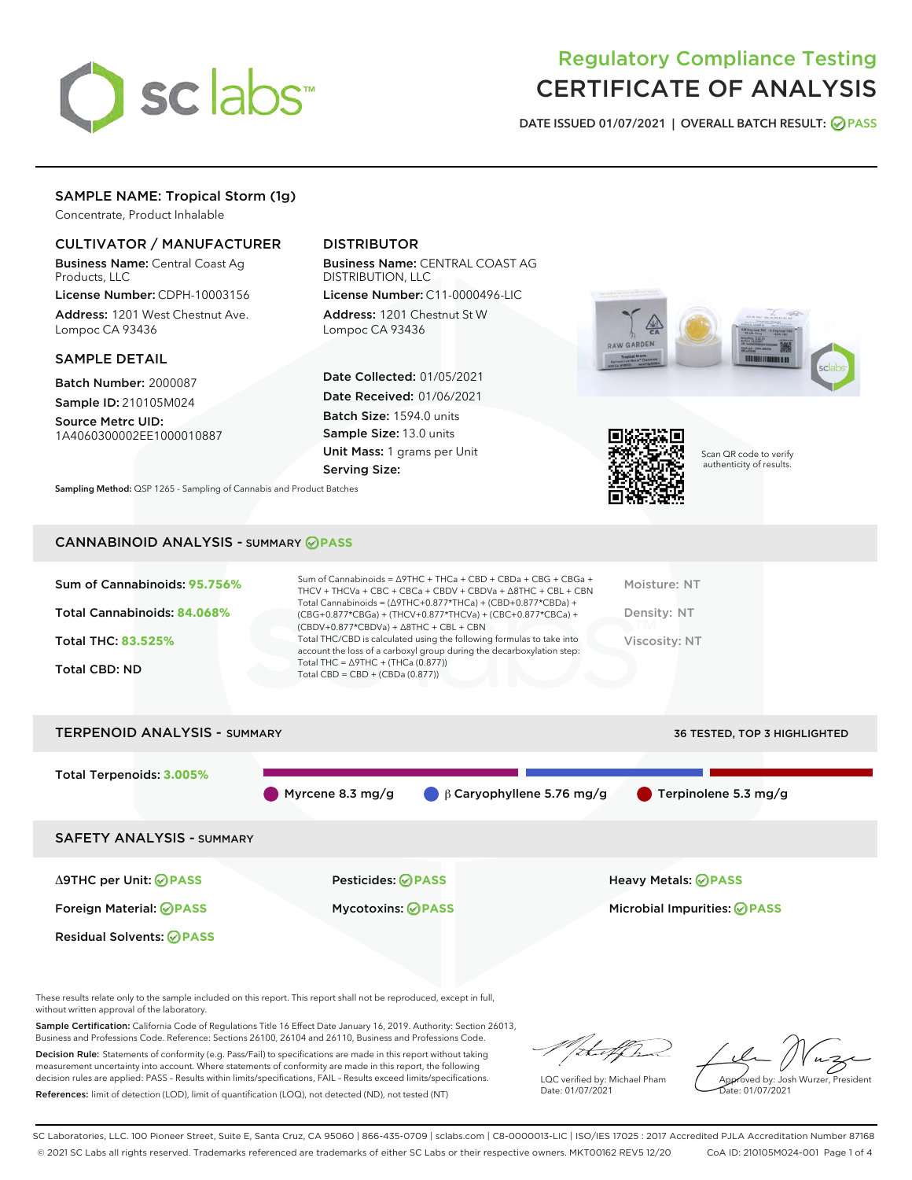# Regulatory Compliance Testing
# CERTIFICATE OF ANALYSIS

DATE ISSUED 01/07/2021 | OVERALL BATCH RESULT: PASS

## SAMPLE NAME: Tropical Storm (1g)

Concentrate, Product Inhalable

### CULTIVATOR / MANUFACTURER

**Business Name:** Central Coast Ag Products, LLC

**License Number:** CDPH-10003156

**Address:** 1201 West Chestnut Ave. Lompoc CA 93436

### DISTRIBUTOR

**Business Name:** CENTRAL COAST AG DISTRIBUTION, LLC

**License Number:** C11-0000496-LIC

**Address:** 1201 Chestnut St W Lompoc CA 93436

### SAMPLE DETAIL

**Batch Number:** 2000087

**Sample ID:** 210105M024

**Source Metrc UID:** 1A4060300002EE1000010887

**Date Collected:** 01/05/2021

**Date Received:** 01/06/2021

**Batch Size:** 1594.0 units

**Sample Size:** 13.0 units

**Unit Mass:** 1 grams per Unit

**Serving Size:**

Scan QR code to verify authenticity of results.

**Sampling Method:** QSP 1265 - Sampling of Cannabis and Product Batches

## CANNABINOID ANALYSIS - SUMMARY PASS

Sum of Cannabinoids: **95.756%**

Total Cannabinoids: **84.068%**

Total THC: **83.525%**

Total CBD: ND

Sum of Cannabinoids = Δ9THC + THCa + CBD + CBDa + CBG + CBGa + THCV + THCVa + CBC + CBCa + CBDV + CBDVa + Δ8THC + CBL + CBN

Total Cannabinoids = (Δ9THC+0.877*THCa) + (CBD+0.877*CBDa) + (CBG+0.877*CBGa) + (THCV+0.877*THCVa) + (CBC+0.877*CBCa) + (CBDV+0.877*CBDVa) + Δ8THC + CBL + CBN

Total THC/CBD is calculated using the following formulas to take into account the loss of a carboxyl group during the decarboxylation step:

Total THC = Δ9THC + (THCa (0.877))

Total CBD = CBD + (CBDa (0.877))

Moisture: NT

Density: NT

Viscosity: NT

## TERPENOID ANALYSIS - SUMMARY

36 TESTED, TOP 3 HIGHLIGHTED

Total Terpenoids: **3.005%**

Myrcene 8.3 mg/g | β Caryophyllene 5.76 mg/g | Terpinolene 5.3 mg/g

## SAFETY ANALYSIS - SUMMARY

Δ9THC per Unit: PASS

Pesticides: PASS

Heavy Metals: PASS

Foreign Material: PASS

Mycotoxins: PASS

Microbial Impurities: PASS

Residual Solvents: PASS

These results relate only to the sample included on this report. This report shall not be reproduced, except in full, without written approval of the laboratory.

**Sample Certification:** California Code of Regulations Title 16 Effect Date January 16, 2019. Authority: Section 26013, Business and Professions Code. Reference: Sections 26100, 26104 and 26110, Business and Professions Code.

**Decision Rule:** Statements of conformity (e.g. Pass/Fail) to specifications are made in this report without taking measurement uncertainty into account. Where statements of conformity are made in this report, the following decision rules are applied: PASS – Results within limits/specifications, FAIL – Results exceed limits/specifications.

**References:** limit of detection (LOD), limit of quantification (LOQ), not detected (ND), not tested (NT)

LQC verified by: Michael Pham
Date: 01/07/2021

Approved by: Josh Wurzer, President
Date: 01/07/2021

SC Laboratories, LLC. 100 Pioneer Street, Suite E, Santa Cruz, CA 95060 | 866-435-0709 | sclabs.com | C8-0000013-LIC | ISO/IES 17025 : 2017 Accredited PJLA Accreditation Number 87168
© 2021 SC Labs all rights reserved. Trademarks referenced are trademarks of either SC Labs or their respective owners. MKT00162 REV5 12/20 CoA ID: 210105M024-001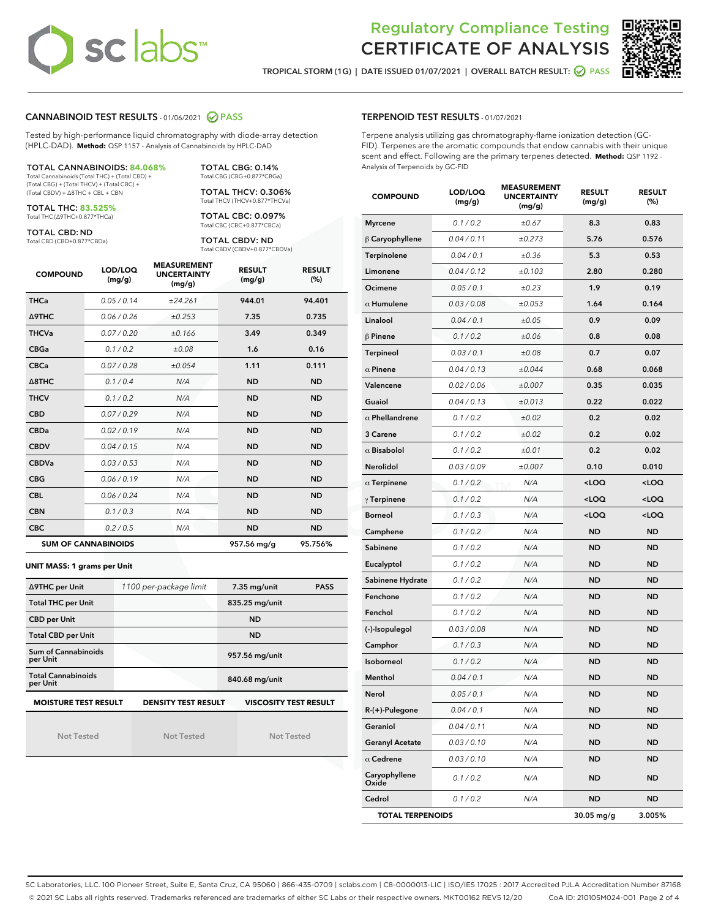# Regulatory Compliance Testing
# CERTIFICATE OF ANALYSIS

TROPICAL STORM (1G) | DATE ISSUED 01/07/2021 | OVERALL BATCH RESULT: PASS

## CANNABINOID TEST RESULTS - 01/06/2021 PASS

Tested by high-performance liquid chromatography with diode-array detection (HPLC-DAD). **Method:** QSP 1157 - Analysis of Cannabinoids by HPLC-DAD

**TOTAL CANNABINOIDS: 84.068%**
Total Cannabinoids (Total THC) + (Total CBD) + (Total CBG) + (Total THCV) + (Total CBC) + (Total CBDV) + Δ8THC + CBL + CBN

**TOTAL THC: 83.525%**
Total THC (Δ9THC+0.877*THCa)

**TOTAL CBD: ND**
Total CBD (CBD+0.877*CBDa)

**TOTAL CBG: 0.14%**
Total CBG (CBG+0.877*CBGa)

**TOTAL THCV: 0.306%**
Total THCV (THCV+0.877*THCVa)

**TOTAL CBC: 0.097%**
Total CBC (CBC+0.877*CBCa)

**TOTAL CBDV: ND**
Total CBDV (CBDV+0.877*CBDVa)

| COMPOUND | LOD/LOQ (mg/g) | MEASUREMENT UNCERTAINTY (mg/g) | RESULT (mg/g) | RESULT (%) |
|---|---|---|---|---|
| THCa | 0.05 / 0.14 | ±24.261 | 944.01 | 94.401 |
| Δ9THC | 0.06 / 0.26 | ±0.253 | 7.35 | 0.735 |
| THCVa | 0.07 / 0.20 | ±0.166 | 3.49 | 0.349 |
| CBGa | 0.1 / 0.2 | ±0.08 | 1.6 | 0.16 |
| CBCa | 0.07 / 0.28 | ±0.054 | 1.11 | 0.111 |
| Δ8THC | 0.1 / 0.4 | N/A | ND | ND |
| THCV | 0.1 / 0.2 | N/A | ND | ND |
| CBD | 0.07 / 0.29 | N/A | ND | ND |
| CBDa | 0.02 / 0.19 | N/A | ND | ND |
| CBDV | 0.04 / 0.15 | N/A | ND | ND |
| CBDVa | 0.03 / 0.53 | N/A | ND | ND |
| CBG | 0.06 / 0.19 | N/A | ND | ND |
| CBL | 0.06 / 0.24 | N/A | ND | ND |
| CBN | 0.1 / 0.3 | N/A | ND | ND |
| CBC | 0.2 / 0.5 | N/A | ND | ND |
| **SUM OF CANNABINOIDS** | | | 957.56 mg/g | 95.756% |

**UNIT MASS: 1 grams per Unit**

| | | | |
|---|---|---|---|
| Δ9THC per Unit | 1100 per-package limit | 7.35 mg/unit | PASS |
| Total THC per Unit | | 835.25 mg/unit | |
| CBD per Unit | | ND | |
| Total CBD per Unit | | ND | |
| Sum of Cannabinoids per Unit | | 957.56 mg/unit | |
| Total Cannabinoids per Unit | | 840.68 mg/unit | |

| MOISTURE TEST RESULT | DENSITY TEST RESULT | VISCOSITY TEST RESULT |
|---|---|---|
| Not Tested | Not Tested | Not Tested |

## TERPENOID TEST RESULTS - 01/07/2021

Terpene analysis utilizing gas chromatography-flame ionization detection (GC-FID). Terpenes are the aromatic compounds that endow cannabis with their unique scent and effect. Following are the primary terpenes detected. **Method:** QSP 1192 - Analysis of Terpenoids by GC-FID

| COMPOUND | LOD/LOQ (mg/g) | MEASUREMENT UNCERTAINTY (mg/g) | RESULT (mg/g) | RESULT (%) |
|---|---|---|---|---|
| Myrcene | 0.1 / 0.2 | ±0.67 | 8.3 | 0.83 |
| β Caryophyllene | 0.04 / 0.11 | ±0.273 | 5.76 | 0.576 |
| Terpinolene | 0.04 / 0.1 | ±0.36 | 5.3 | 0.53 |
| Limonene | 0.04 / 0.12 | ±0.103 | 2.80 | 0.280 |
| Ocimene | 0.05 / 0.1 | ±0.23 | 1.9 | 0.19 |
| α Humulene | 0.03 / 0.08 | ±0.053 | 1.64 | 0.164 |
| Linalool | 0.04 / 0.1 | ±0.05 | 0.9 | 0.09 |
| β Pinene | 0.1 / 0.2 | ±0.06 | 0.8 | 0.08 |
| Terpineol | 0.03 / 0.1 | ±0.08 | 0.7 | 0.07 |
| α Pinene | 0.04 / 0.13 | ±0.044 | 0.68 | 0.068 |
| Valencene | 0.02 / 0.06 | ±0.007 | 0.35 | 0.035 |
| Guaiol | 0.04 / 0.13 | ±0.013 | 0.22 | 0.022 |
| α Phellandrene | 0.1 / 0.2 | ±0.02 | 0.2 | 0.02 |
| 3 Carene | 0.1 / 0.2 | ±0.02 | 0.2 | 0.02 |
| α Bisabolol | 0.1 / 0.2 | ±0.01 | 0.2 | 0.02 |
| Nerolidol | 0.03 / 0.09 | ±0.007 | 0.10 | 0.010 |
| α Terpinene | 0.1 / 0.2 | N/A | <LOQ | <LOQ |
| γ Terpinene | 0.1 / 0.2 | N/A | <LOQ | <LOQ |
| Borneol | 0.1 / 0.3 | N/A | <LOQ | <LOQ |
| Camphene | 0.1 / 0.2 | N/A | ND | ND |
| Sabinene | 0.1 / 0.2 | N/A | ND | ND |
| Eucalyptol | 0.1 / 0.2 | N/A | ND | ND |
| Sabinene Hydrate | 0.1 / 0.2 | N/A | ND | ND |
| Fenchone | 0.1 / 0.2 | N/A | ND | ND |
| Fenchol | 0.1 / 0.2 | N/A | ND | ND |
| (-)-Isopulegol | 0.03 / 0.08 | N/A | ND | ND |
| Camphor | 0.1 / 0.3 | N/A | ND | ND |
| Isoborneol | 0.1 / 0.2 | N/A | ND | ND |
| Menthol | 0.04 / 0.1 | N/A | ND | ND |
| Nerol | 0.05 / 0.1 | N/A | ND | ND |
| R-(+)-Pulegone | 0.04 / 0.1 | N/A | ND | ND |
| Geraniol | 0.04 / 0.11 | N/A | ND | ND |
| Geranyl Acetate | 0.03 / 0.10 | N/A | ND | ND |
| α Cedrene | 0.03 / 0.10 | N/A | ND | ND |
| Caryophyllene Oxide | 0.1 / 0.2 | N/A | ND | ND |
| Cedrol | 0.1 / 0.2 | N/A | ND | ND |
| **TOTAL TERPENOIDS** | | | 30.05 mg/g | 3.005% |

SC Laboratories, LLC. 100 Pioneer Street, Suite E, Santa Cruz, CA 95060 | 866-435-0709 | sclabs.com | C8-0000013-LIC | ISO/IES 17025 : 2017 Accredited PJLA Accreditation Number 87168
© 2021 SC Labs all rights reserved. Trademarks referenced are trademarks of either SC Labs or their respective owners. MKT00162 REV5 12/20 CoA ID: 210105M024-001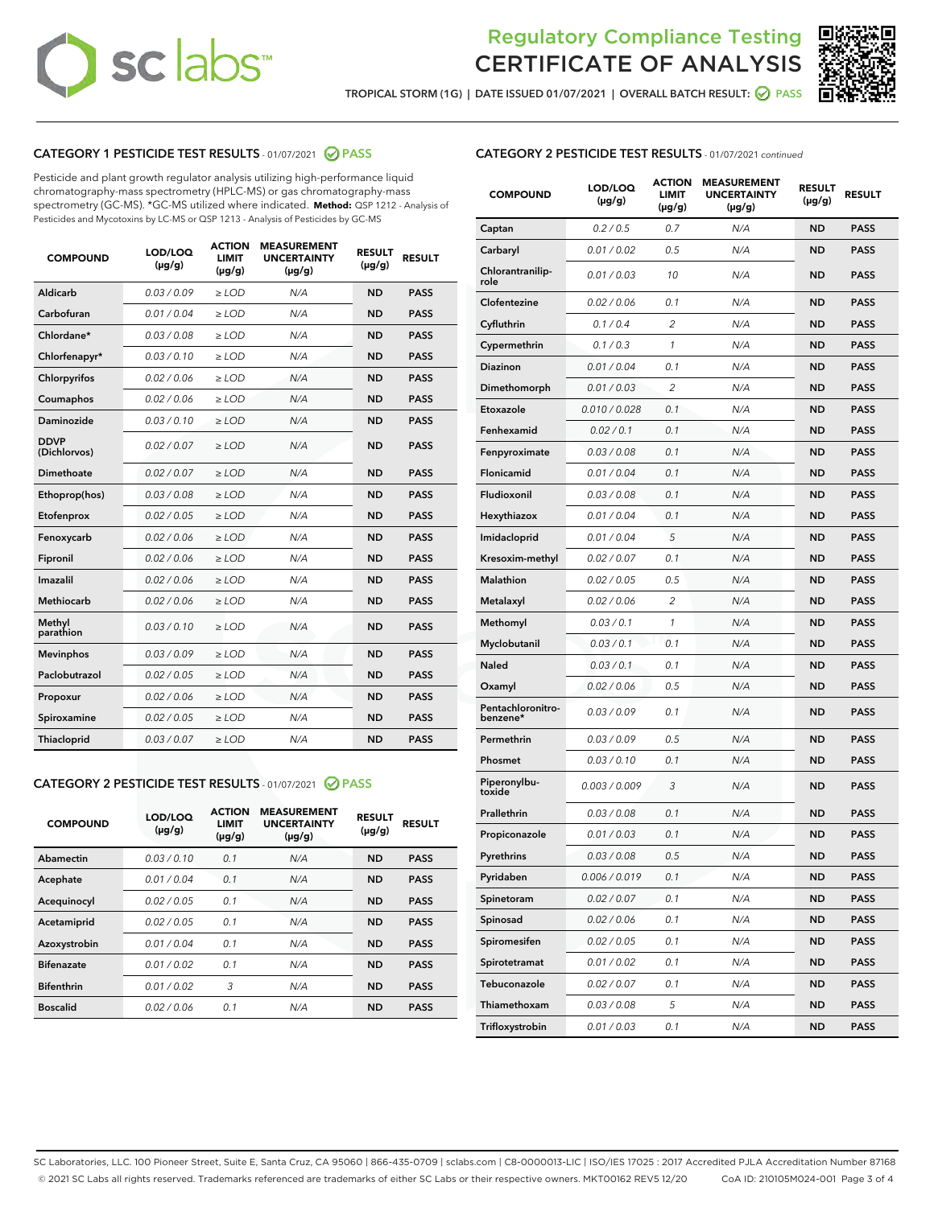# Regulatory Compliance Testing CERTIFICATE OF ANALYSIS

TROPICAL STORM (1G) | DATE ISSUED 01/07/2021 | OVERALL BATCH RESULT: PASS

## CATEGORY 1 PESTICIDE TEST RESULTS - 01/07/2021 PASS

Pesticide and plant growth regulator analysis utilizing high-performance liquid chromatography-mass spectrometry (HPLC-MS) or gas chromatography-mass spectrometry (GC-MS). *GC-MS utilized where indicated. **Method:** QSP 1212 - Analysis of Pesticides and Mycotoxins by LC-MS or QSP 1213 - Analysis of Pesticides by GC-MS

| COMPOUND | LOD/LOQ (µg/g) | ACTION LIMIT (µg/g) | MEASUREMENT UNCERTAINTY (µg/g) | RESULT (µg/g) | RESULT |
|---|---|---|---|---|---|
| Aldicarb | 0.03 / 0.09 | ≥ LOD | N/A | ND | PASS |
| Carbofuran | 0.01 / 0.04 | ≥ LOD | N/A | ND | PASS |
| Chlordane* | 0.03 / 0.08 | ≥ LOD | N/A | ND | PASS |
| Chlorfenapyr* | 0.03 / 0.10 | ≥ LOD | N/A | ND | PASS |
| Chlorpyrifos | 0.02 / 0.06 | ≥ LOD | N/A | ND | PASS |
| Coumaphos | 0.02 / 0.06 | ≥ LOD | N/A | ND | PASS |
| Daminozide | 0.03 / 0.10 | ≥ LOD | N/A | ND | PASS |
| DDVP (Dichlorvos) | 0.02 / 0.07 | ≥ LOD | N/A | ND | PASS |
| Dimethoate | 0.02 / 0.07 | ≥ LOD | N/A | ND | PASS |
| Ethoprop(hos) | 0.03 / 0.08 | ≥ LOD | N/A | ND | PASS |
| Etofenprox | 0.02 / 0.05 | ≥ LOD | N/A | ND | PASS |
| Fenoxycarb | 0.02 / 0.06 | ≥ LOD | N/A | ND | PASS |
| Fipronil | 0.02 / 0.06 | ≥ LOD | N/A | ND | PASS |
| Imazalil | 0.02 / 0.06 | ≥ LOD | N/A | ND | PASS |
| Methiocarb | 0.02 / 0.06 | ≥ LOD | N/A | ND | PASS |
| Methyl parathion | 0.03 / 0.10 | ≥ LOD | N/A | ND | PASS |
| Mevinphos | 0.03 / 0.09 | ≥ LOD | N/A | ND | PASS |
| Paclobutrazol | 0.02 / 0.05 | ≥ LOD | N/A | ND | PASS |
| Propoxur | 0.02 / 0.06 | ≥ LOD | N/A | ND | PASS |
| Spiroxamine | 0.02 / 0.05 | ≥ LOD | N/A | ND | PASS |
| Thiacloprid | 0.03 / 0.07 | ≥ LOD | N/A | ND | PASS |

## CATEGORY 2 PESTICIDE TEST RESULTS - 01/07/2021 PASS

| COMPOUND | LOD/LOQ (µg/g) | ACTION LIMIT (µg/g) | MEASUREMENT UNCERTAINTY (µg/g) | RESULT (µg/g) | RESULT |
|---|---|---|---|---|---|
| Abamectin | 0.03 / 0.10 | 0.1 | N/A | ND | PASS |
| Acephate | 0.01 / 0.04 | 0.1 | N/A | ND | PASS |
| Acequinocyl | 0.02 / 0.05 | 0.1 | N/A | ND | PASS |
| Acetamiprid | 0.02 / 0.05 | 0.1 | N/A | ND | PASS |
| Azoxystrobin | 0.01 / 0.04 | 0.1 | N/A | ND | PASS |
| Bifenazate | 0.01 / 0.02 | 0.1 | N/A | ND | PASS |
| Bifenthrin | 0.01 / 0.02 | 3 | N/A | ND | PASS |
| Boscalid | 0.02 / 0.06 | 0.1 | N/A | ND | PASS |
| Captan | 0.2 / 0.5 | 0.7 | N/A | ND | PASS |
| Carbaryl | 0.01 / 0.02 | 0.5 | N/A | ND | PASS |
| Chlorantraniliprole | 0.01 / 0.03 | 10 | N/A | ND | PASS |
| Clofentezine | 0.02 / 0.06 | 0.1 | N/A | ND | PASS |
| Cyfluthrin | 0.1 / 0.4 | 2 | N/A | ND | PASS |
| Cypermethrin | 0.1 / 0.3 | 1 | N/A | ND | PASS |
| Diazinon | 0.01 / 0.04 | 0.1 | N/A | ND | PASS |
| Dimethomorph | 0.01 / 0.03 | 2 | N/A | ND | PASS |
| Etoxazole | 0.010 / 0.028 | 0.1 | N/A | ND | PASS |
| Fenhexamid | 0.02 / 0.1 | 0.1 | N/A | ND | PASS |
| Fenpyroximate | 0.03 / 0.08 | 0.1 | N/A | ND | PASS |
| Flonicamid | 0.01 / 0.04 | 0.1 | N/A | ND | PASS |
| Fludioxonil | 0.03 / 0.08 | 0.1 | N/A | ND | PASS |
| Hexythiazox | 0.01 / 0.04 | 0.1 | N/A | ND | PASS |
| Imidacloprid | 0.01 / 0.04 | 5 | N/A | ND | PASS |
| Kresoxim-methyl | 0.02 / 0.07 | 0.1 | N/A | ND | PASS |
| Malathion | 0.02 / 0.05 | 0.5 | N/A | ND | PASS |
| Metalaxyl | 0.02 / 0.06 | 2 | N/A | ND | PASS |
| Methomyl | 0.03 / 0.1 | 1 | N/A | ND | PASS |
| Myclobutanil | 0.03 / 0.1 | 0.1 | N/A | ND | PASS |
| Naled | 0.03 / 0.1 | 0.1 | N/A | ND | PASS |
| Oxamyl | 0.02 / 0.06 | 0.5 | N/A | ND | PASS |
| Pentachloronitrobenzene* | 0.03 / 0.09 | 0.1 | N/A | ND | PASS |
| Permethrin | 0.03 / 0.09 | 0.5 | N/A | ND | PASS |
| Phosmet | 0.03 / 0.10 | 0.1 | N/A | ND | PASS |
| Piperonylbutoxide | 0.003 / 0.009 | 3 | N/A | ND | PASS |
| Prallethrin | 0.03 / 0.08 | 0.1 | N/A | ND | PASS |
| Propiconazole | 0.01 / 0.03 | 0.1 | N/A | ND | PASS |
| Pyrethrins | 0.03 / 0.08 | 0.5 | N/A | ND | PASS |
| Pyridaben | 0.006 / 0.019 | 0.1 | N/A | ND | PASS |
| Spinetoram | 0.02 / 0.07 | 0.1 | N/A | ND | PASS |
| Spinosad | 0.02 / 0.06 | 0.1 | N/A | ND | PASS |
| Spiromesifen | 0.02 / 0.05 | 0.1 | N/A | ND | PASS |
| Spirotetramat | 0.01 / 0.02 | 0.1 | N/A | ND | PASS |
| Tebuconazole | 0.02 / 0.07 | 0.1 | N/A | ND | PASS |
| Thiamethoxam | 0.03 / 0.08 | 5 | N/A | ND | PASS |
| Trifloxystrobin | 0.01 / 0.03 | 0.1 | N/A | ND | PASS |

SC Laboratories, LLC. 100 Pioneer Street, Suite E, Santa Cruz, CA 95060 | 866-435-0709 | sclabs.com | C8-0000013-LIC | ISO/IES 17025 : 2017 Accredited PJLA Accreditation Number 87168
© 2021 SC Labs all rights reserved. Trademarks referenced are trademarks of either SC Labs or their respective owners. MKT00162 REV5 12/20 CoA ID: 210105M024-001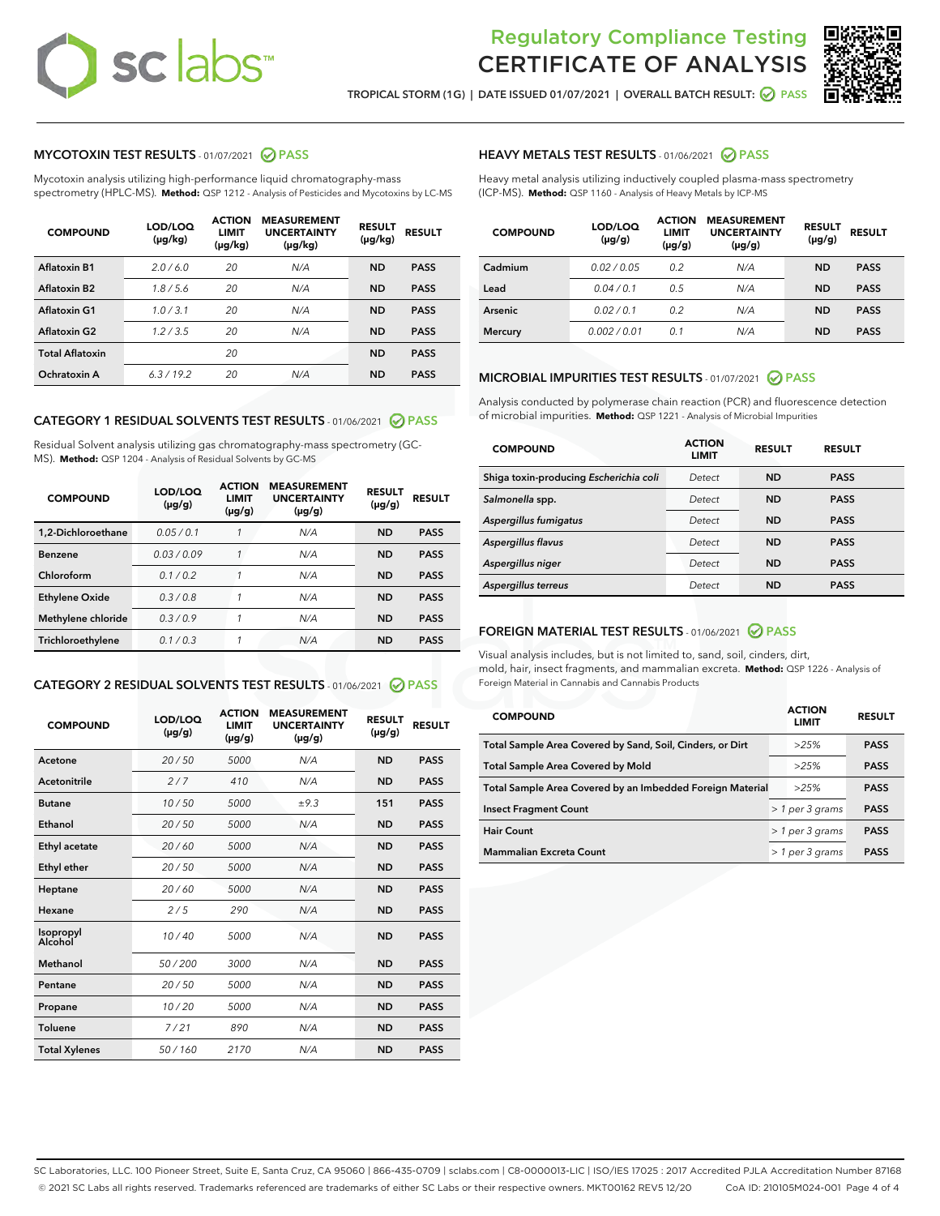# Regulatory Compliance Testing
# CERTIFICATE OF ANALYSIS

TROPICAL STORM (1G) | DATE ISSUED 01/07/2021 | OVERALL BATCH RESULT: PASS

## MYCOTOXIN TEST RESULTS - 01/07/2021 PASS

Mycotoxin analysis utilizing high-performance liquid chromatography-mass spectrometry (HPLC-MS). **Method:** QSP 1212 - Analysis of Pesticides and Mycotoxins by LC-MS

| COMPOUND | LOD/LOQ (µg/kg) | ACTION LIMIT (µg/kg) | MEASUREMENT UNCERTAINTY (µg/kg) | RESULT (µg/kg) | RESULT |
|---|---|---|---|---|---|
| Aflatoxin B1 | 2.0 / 6.0 | 20 | N/A | ND | PASS |
| Aflatoxin B2 | 1.8 / 5.6 | 20 | N/A | ND | PASS |
| Aflatoxin G1 | 1.0 / 3.1 | 20 | N/A | ND | PASS |
| Aflatoxin G2 | 1.2 / 3.5 | 20 | N/A | ND | PASS |
| Total Aflatoxin | | 20 | | ND | PASS |
| Ochratoxin A | 6.3 / 19.2 | 20 | N/A | ND | PASS |

## CATEGORY 1 RESIDUAL SOLVENTS TEST RESULTS - 01/06/2021 PASS

Residual Solvent analysis utilizing gas chromatography-mass spectrometry (GC-MS). **Method:** QSP 1204 - Analysis of Residual Solvents by GC-MS

| COMPOUND | LOD/LOQ (µg/g) | ACTION LIMIT (µg/g) | MEASUREMENT UNCERTAINTY (µg/g) | RESULT (µg/g) | RESULT |
|---|---|---|---|---|---|
| 1,2-Dichloroethane | 0.05 / 0.1 | 1 | N/A | ND | PASS |
| Benzene | 0.03 / 0.09 | 1 | N/A | ND | PASS |
| Chloroform | 0.1 / 0.2 | 1 | N/A | ND | PASS |
| Ethylene Oxide | 0.3 / 0.8 | 1 | N/A | ND | PASS |
| Methylene chloride | 0.3 / 0.9 | 1 | N/A | ND | PASS |
| Trichloroethylene | 0.1 / 0.3 | 1 | N/A | ND | PASS |

## CATEGORY 2 RESIDUAL SOLVENTS TEST RESULTS - 01/06/2021 PASS

| COMPOUND | LOD/LOQ (µg/g) | ACTION LIMIT (µg/g) | MEASUREMENT UNCERTAINTY (µg/g) | RESULT (µg/g) | RESULT |
|---|---|---|---|---|---|
| Acetone | 20 / 50 | 5000 | N/A | ND | PASS |
| Acetonitrile | 2 / 7 | 410 | N/A | ND | PASS |
| Butane | 10 / 50 | 5000 | ±9.3 | 151 | PASS |
| Ethanol | 20 / 50 | 5000 | N/A | ND | PASS |
| Ethyl acetate | 20 / 60 | 5000 | N/A | ND | PASS |
| Ethyl ether | 20 / 50 | 5000 | N/A | ND | PASS |
| Heptane | 20 / 60 | 5000 | N/A | ND | PASS |
| Hexane | 2 / 5 | 290 | N/A | ND | PASS |
| Isopropyl Alcohol | 10 / 40 | 5000 | N/A | ND | PASS |
| Methanol | 50 / 200 | 3000 | N/A | ND | PASS |
| Pentane | 20 / 50 | 5000 | N/A | ND | PASS |
| Propane | 10 / 20 | 5000 | N/A | ND | PASS |
| Toluene | 7 / 21 | 890 | N/A | ND | PASS |
| Total Xylenes | 50 / 160 | 2170 | N/A | ND | PASS |

## HEAVY METALS TEST RESULTS - 01/06/2021 PASS

Heavy metal analysis utilizing inductively coupled plasma-mass spectrometry (ICP-MS). **Method:** QSP 1160 - Analysis of Heavy Metals by ICP-MS

| COMPOUND | LOD/LOQ (µg/g) | ACTION LIMIT (µg/g) | MEASUREMENT UNCERTAINTY (µg/g) | RESULT (µg/g) | RESULT |
|---|---|---|---|---|---|
| Cadmium | 0.02 / 0.05 | 0.2 | N/A | ND | PASS |
| Lead | 0.04 / 0.1 | 0.5 | N/A | ND | PASS |
| Arsenic | 0.02 / 0.1 | 0.2 | N/A | ND | PASS |
| Mercury | 0.002 / 0.01 | 0.1 | N/A | ND | PASS |

## MICROBIAL IMPURITIES TEST RESULTS - 01/07/2021 PASS

Analysis conducted by polymerase chain reaction (PCR) and fluorescence detection of microbial impurities. **Method:** QSP 1221 - Analysis of Microbial Impurities

| COMPOUND | ACTION LIMIT | RESULT | RESULT |
|---|---|---|---|
| Shiga toxin-producing *Escherichia coli* | Detect | ND | PASS |
| *Salmonella* spp. | Detect | ND | PASS |
| *Aspergillus fumigatus* | Detect | ND | PASS |
| *Aspergillus flavus* | Detect | ND | PASS |
| *Aspergillus niger* | Detect | ND | PASS |
| *Aspergillus terreus* | Detect | ND | PASS |

## FOREIGN MATERIAL TEST RESULTS - 01/06/2021 PASS

Visual analysis includes, but is not limited to, sand, soil, cinders, dirt, mold, hair, insect fragments, and mammalian excreta. **Method:** QSP 1226 - Analysis of Foreign Material in Cannabis and Cannabis Products

| COMPOUND | ACTION LIMIT | RESULT |
|---|---|---|
| Total Sample Area Covered by Sand, Soil, Cinders, or Dirt | >25% | PASS |
| Total Sample Area Covered by Mold | >25% | PASS |
| Total Sample Area Covered by an Imbedded Foreign Material | >25% | PASS |
| Insect Fragment Count | > 1 per 3 grams | PASS |
| Hair Count | > 1 per 3 grams | PASS |
| Mammalian Excreta Count | > 1 per 3 grams | PASS |

SC Laboratories, LLC. 100 Pioneer Street, Suite E, Santa Cruz, CA 95060 | 866-435-0709 | sclabs.com | C8-0000013-LIC | ISO/IES 17025 : 2017 Accredited PJLA Accreditation Number 87168
© 2021 SC Labs all rights reserved. Trademarks referenced are trademarks of either SC Labs or their respective owners. MKT00162 REV5 12/20 CoA ID: 210105M024-001